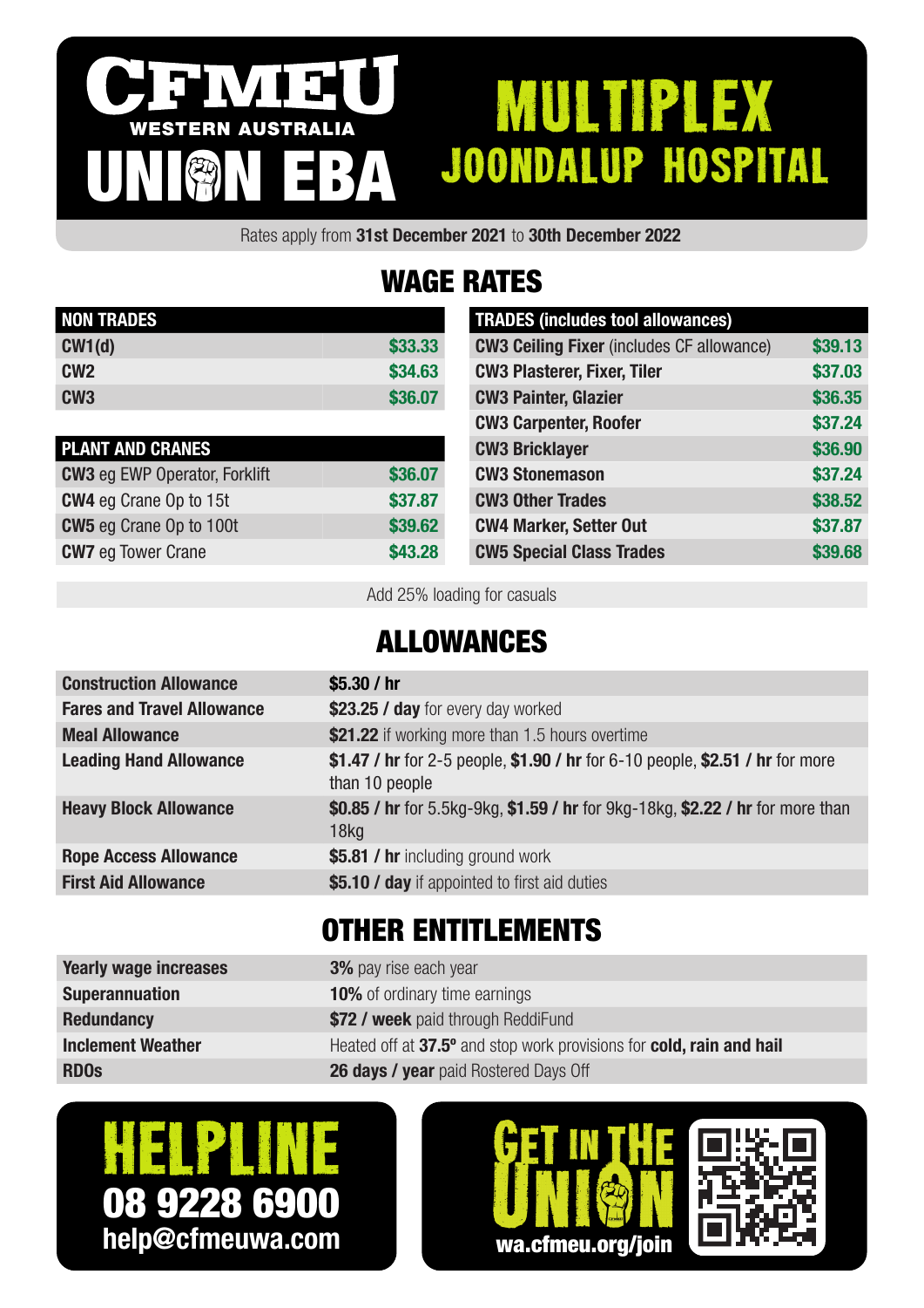# CFMEU WESTERN AUSTRALIA UNION EBA

# MULTIPLEX JOONDALUP HOSPITAL

Rates apply from **31st December 2021** to **30th December 2022**

## WAGE RATES

| NON TRADES | |
|---|---|
| **CW1(d)** | $33.33 |
| **CW2** | $34.63 |
| **CW3** | $36.07 |

| PLANT AND CRANES | |
|---|---|
| **CW3** eg EWP Operator, Forklift | $36.07 |
| **CW4** eg Crane Op to 15t | $37.87 |
| **CW5** eg Crane Op to 100t | $39.62 |
| **CW7** eg Tower Crane | $43.28 |

| TRADES (includes tool allowances) | |
|---|---|
| **CW3 Ceiling Fixer** (includes CF allowance) | $39.13 |
| **CW3 Plasterer, Fixer, Tiler** | $37.03 |
| **CW3 Painter, Glazier** | $36.35 |
| **CW3 Carpenter, Roofer** | $37.24 |
| **CW3 Bricklayer** | $36.90 |
| **CW3 Stonemason** | $37.24 |
| **CW3 Other Trades** | $38.52 |
| **CW4 Marker, Setter Out** | $37.87 |
| **CW5 Special Class Trades** | $39.68 |

Add 25% loading for casuals

## ALLOWANCES

| | |
|---|---|
| **Construction Allowance** | **$5.30 / hr** |
| **Fares and Travel Allowance** | **$23.25 / day** for every day worked |
| **Meal Allowance** | **$21.22** if working more than 1.5 hours overtime |
| **Leading Hand Allowance** | **$1.47 / hr** for 2-5 people, **$1.90 / hr** for 6-10 people, **$2.51 / hr** for more than 10 people |
| **Heavy Block Allowance** | **$0.85 / hr** for 5.5kg-9kg, **$1.59 / hr** for 9kg-18kg, **$2.22 / hr** for more than 18kg |
| **Rope Access Allowance** | **$5.81 / hr** including ground work |
| **First Aid Allowance** | **$5.10 / day** if appointed to first aid duties |

## OTHER ENTITLEMENTS

| | |
|---|---|
| **Yearly wage increases** | **3%** pay rise each year |
| **Superannuation** | **10%** of ordinary time earnings |
| **Redundancy** | **$72 / week** paid through ReddiFund |
| **Inclement Weather** | Heated off at **37.5º** and stop work provisions for **cold, rain and hail** |
| **RDOs** | **26 days / year** paid Rostered Days Off |

**HELPLINE**
**08 9228 6900**
**help@cfmeuwa.com**

**GET IN THE UNION**
**wa.cfmeu.org/join**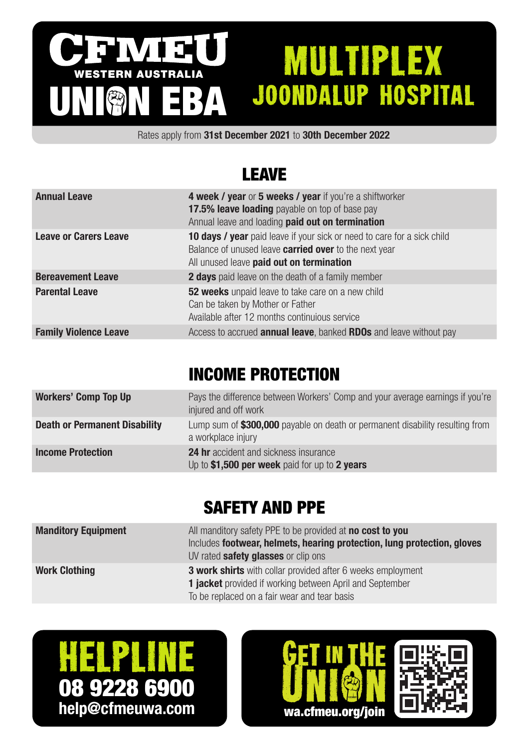# CFMEU WESTERN AUSTRALIA UNION EBA

# MULTIPLEX JOONDALUP HOSPITAL

Rates apply from **31st December 2021** to **30th December 2022**

## LEAVE

| | |
|---|---|
| **Annual Leave** | **4 week / year** or **5 weeks / year** if you're a shiftworker<br>**17.5% leave loading** payable on top of base pay<br>Annual leave and loading **paid out on termination** |
| **Leave or Carers Leave** | **10 days / year** paid leave if your sick or need to care for a sick child<br>Balance of unused leave **carried over** to the next year<br>All unused leave **paid out on termination** |
| **Bereavement Leave** | **2 days** paid leave on the death of a family member |
| **Parental Leave** | **52 weeks** unpaid leave to take care on a new child<br>Can be taken by Mother or Father<br>Available after 12 months continuious service |
| **Family Violence Leave** | Access to accrued **annual leave**, banked **RDOs** and leave without pay |

## INCOME PROTECTION

| | |
|---|---|
| **Workers' Comp Top Up** | Pays the difference between Workers' Comp and your average earnings if you're injured and off work |
| **Death or Permanent Disability** | Lump sum of **$300,000** payable on death or permanent disability resulting from a workplace injury |
| **Income Protection** | **24 hr** accident and sickness insurance<br>Up to **$1,500 per week** paid for up to **2 years** |

## SAFETY AND PPE

| | |
|---|---|
| **Manditory Equipment** | All manditory safety PPE to be provided at **no cost to you**<br>Includes **footwear, helmets, hearing protection, lung protection, gloves**<br>UV rated **safety glasses** or clip ons |
| **Work Clothing** | **3 work shirts** with collar provided after 6 weeks employment<br>**1 jacket** provided if working between April and September<br>To be replaced on a fair wear and tear basis |

**HELPLINE**
**08 9228 6900**
**help@cfmeuwa.com**

**GET IN THE UNION**
**wa.cfmeu.org/join**